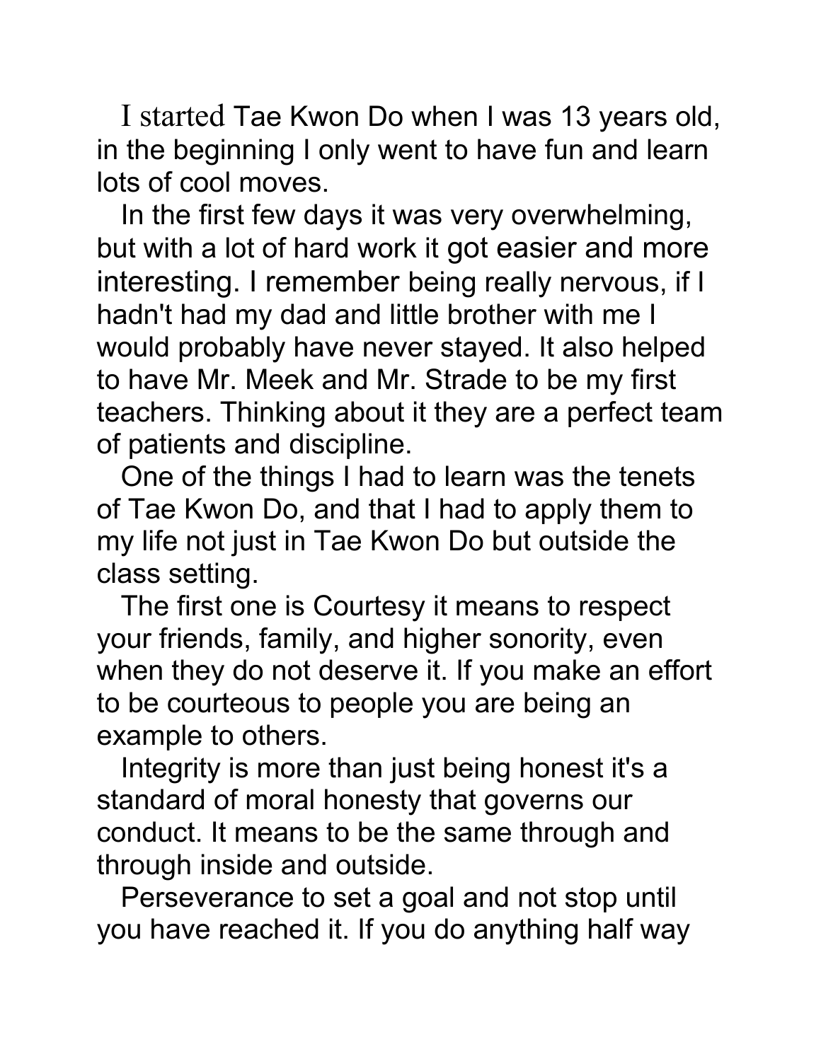I started Tae Kwon Do when I was 13 years old, in the beginning I only went to have fun and learn lots of cool moves.

In the first few days it was very overwhelming, but with a lot of hard work it got easier and more interesting. I remember being really nervous, if I hadn't had my dad and little brother with me I would probably have never stayed. It also helped to have Mr. Meek and Mr. Strade to be my first teachers. Thinking about it they are a perfect team of patients and discipline.

One of the things I had to learn was the tenets of Tae Kwon Do, and that I had to apply them to my life not just in Tae Kwon Do but outside the class setting.

The first one is Courtesy it means to respect your friends, family, and higher sonority, even when they do not deserve it. If you make an effort to be courteous to people you are being an example to others.

Integrity is more than just being honest it's a standard of moral honesty that governs our conduct. It means to be the same through and through inside and outside.

Perseverance to set a goal and not stop until you have reached it. If you do anything half way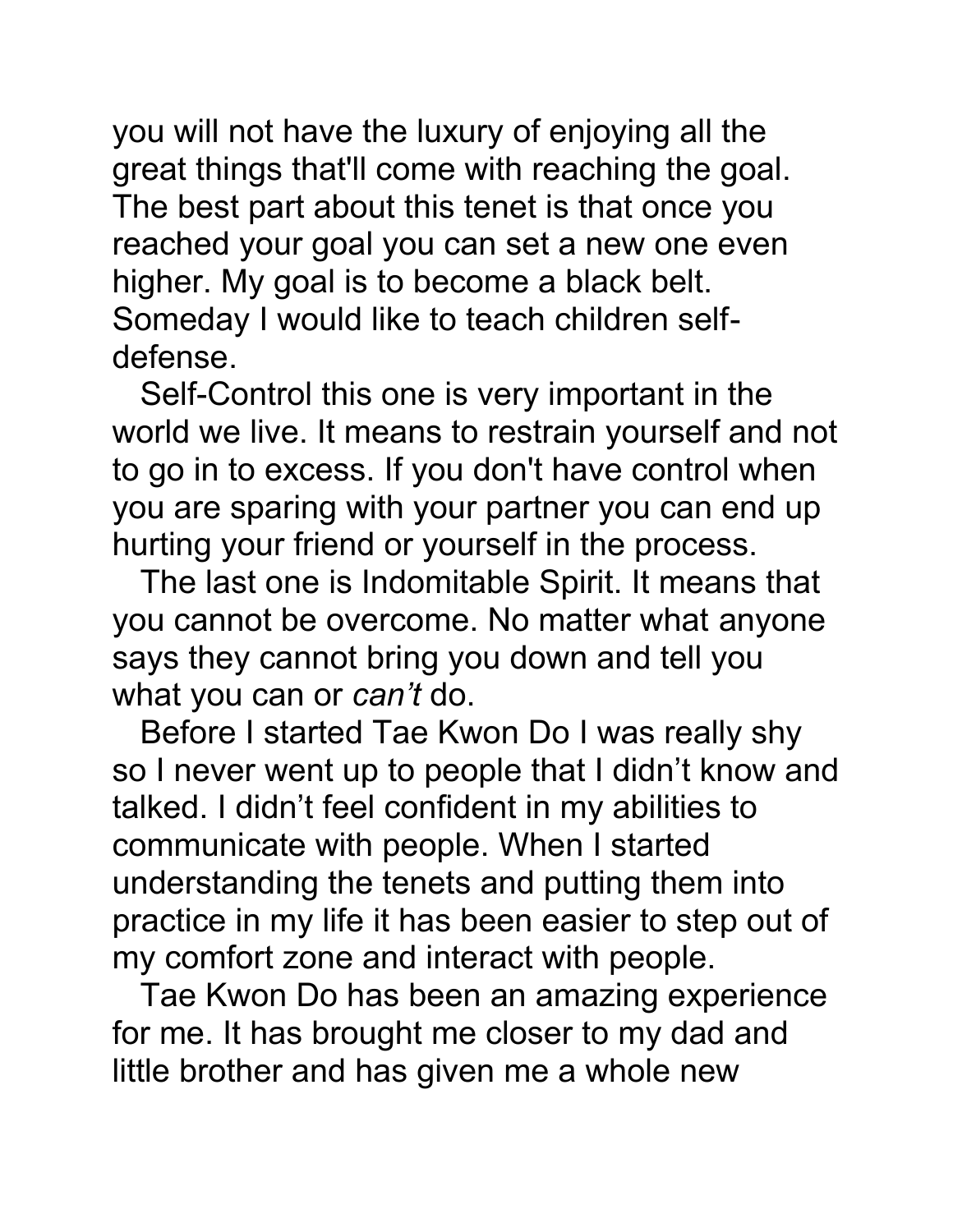you will not have the luxury of enjoying all the great things that'll come with reaching the goal. The best part about this tenet is that once you reached your goal you can set a new one even higher. My goal is to become a black belt. Someday I would like to teach children self-defense.

Self-Control this one is very important in the world we live. It means to restrain yourself and not to go in to excess. If you don't have control when you are sparing with your partner you can end up hurting your friend or yourself in the process.

The last one is Indomitable Spirit. It means that you cannot be overcome. No matter what anyone says they cannot bring you down and tell you what you can or *can't* do.

Before I started Tae Kwon Do I was really shy so I never went up to people that I didn't know and talked. I didn't feel confident in my abilities to communicate with people. When I started understanding the tenets and putting them into practice in my life it has been easier to step out of my comfort zone and interact with people.

Tae Kwon Do has been an amazing experience for me. It has brought me closer to my dad and little brother and has given me a whole new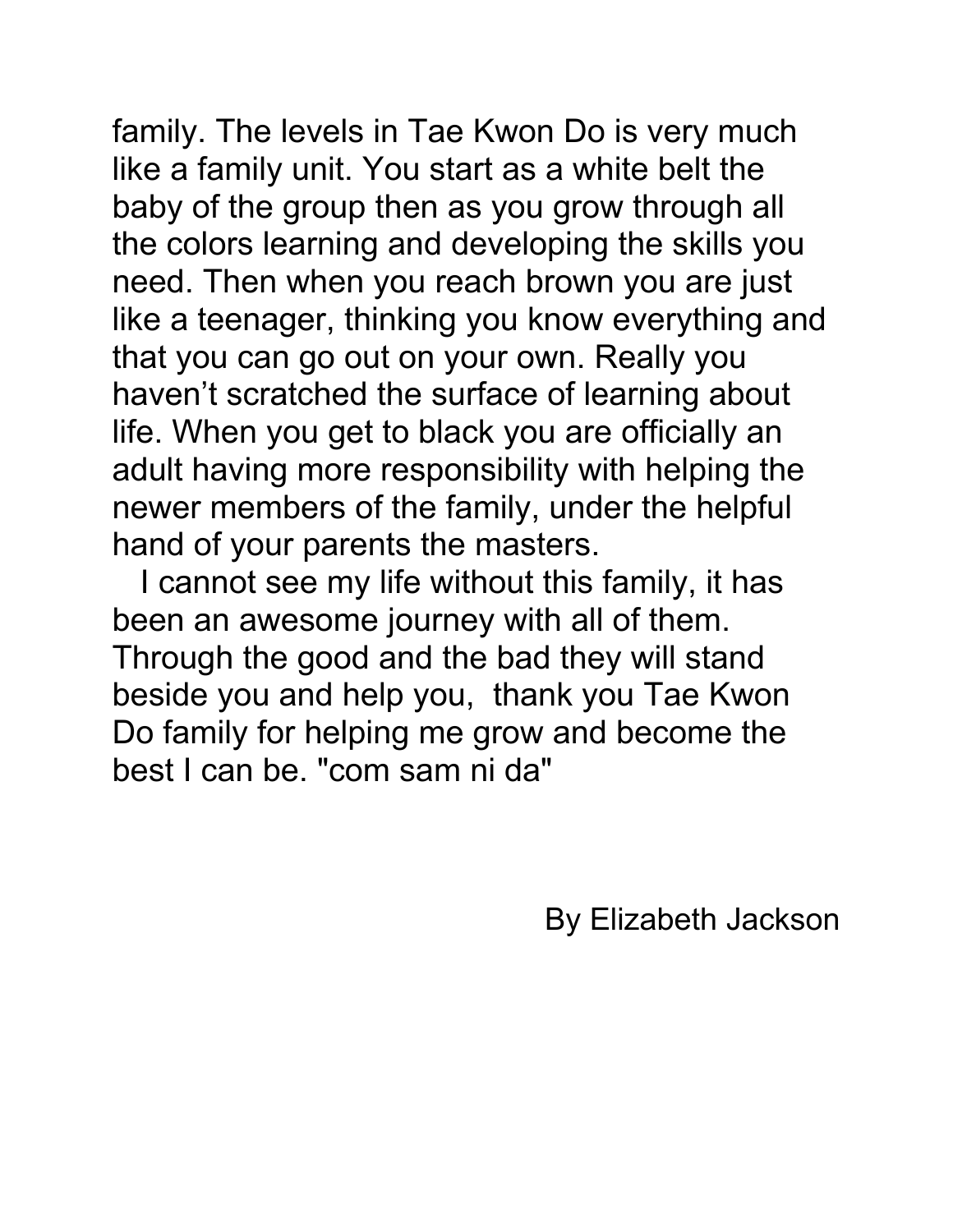family. The levels in Tae Kwon Do is very much like a family unit. You start as a white belt the baby of the group then as you grow through all the colors learning and developing the skills you need. Then when you reach brown you are just like a teenager, thinking you know everything and that you can go out on your own. Really you haven't scratched the surface of learning about life. When you get to black you are officially an adult having more responsibility with helping the newer members of the family, under the helpful hand of your parents the masters.

I cannot see my life without this family, it has been an awesome journey with all of them. Through the good and the bad they will stand beside you and help you, thank you Tae Kwon Do family for helping me grow and become the best I can be. "com sam ni da"

By Elizabeth Jackson